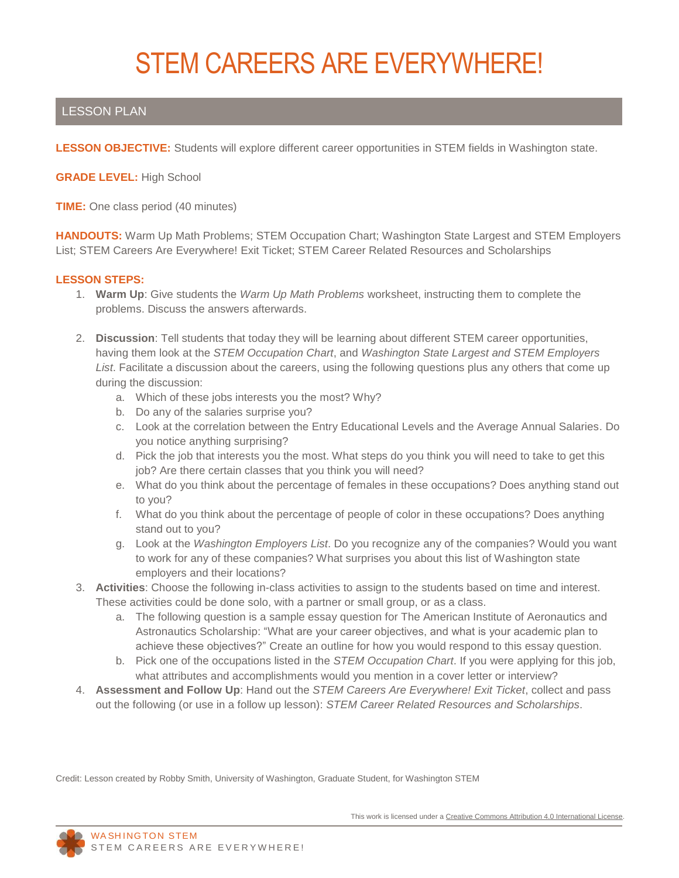# STEM CAREERS ARE EVERYWHERE!

## LESSON PLAN

**LESSON OBJECTIVE:** Students will explore different career opportunities in STEM fields in Washington state.

**GRADE LEVEL:** High School

**TIME:** One class period (40 minutes)

**HANDOUTS:** Warm Up Math Problems; STEM Occupation Chart; Washington State Largest and STEM Employers List; STEM Careers Are Everywhere! Exit Ticket; STEM Career Related Resources and Scholarships

**LESSON STEPS:**

1. **Warm Up**: Give students the *Warm Up Math Problems* worksheet, instructing them to complete the problems. Discuss the answers afterwards.

2. **Discussion**: Tell students that today they will be learning about different STEM career opportunities, having them look at the *STEM Occupation Chart*, and *Washington State Largest and STEM Employers List*. Facilitate a discussion about the careers, using the following questions plus any others that come up during the discussion:
   a. Which of these jobs interests you the most? Why?
   b. Do any of the salaries surprise you?
   c. Look at the correlation between the Entry Educational Levels and the Average Annual Salaries. Do you notice anything surprising?
   d. Pick the job that interests you the most. What steps do you think you will need to take to get this job? Are there certain classes that you think you will need?
   e. What do you think about the percentage of females in these occupations? Does anything stand out to you?
   f. What do you think about the percentage of people of color in these occupations? Does anything stand out to you?
   g. Look at the *Washington Employers List*. Do you recognize any of the companies? Would you want to work for any of these companies? What surprises you about this list of Washington state employers and their locations?

3. **Activities**: Choose the following in-class activities to assign to the students based on time and interest. These activities could be done solo, with a partner or small group, or as a class.
   a. The following question is a sample essay question for The American Institute of Aeronautics and Astronautics Scholarship: "What are your career objectives, and what is your academic plan to achieve these objectives?" Create an outline for how you would respond to this essay question.
   b. Pick one of the occupations listed in the *STEM Occupation Chart*. If you were applying for this job, what attributes and accomplishments would you mention in a cover letter or interview?

4. **Assessment and Follow Up**: Hand out the *STEM Careers Are Everywhere! Exit Ticket*, collect and pass out the following (or use in a follow up lesson): *STEM Career Related Resources and Scholarships*.

Credit: Lesson created by Robby Smith, University of Washington, Graduate Student, for Washington STEM

This work is licensed under a Creative Commons Attribution 4.0 International License.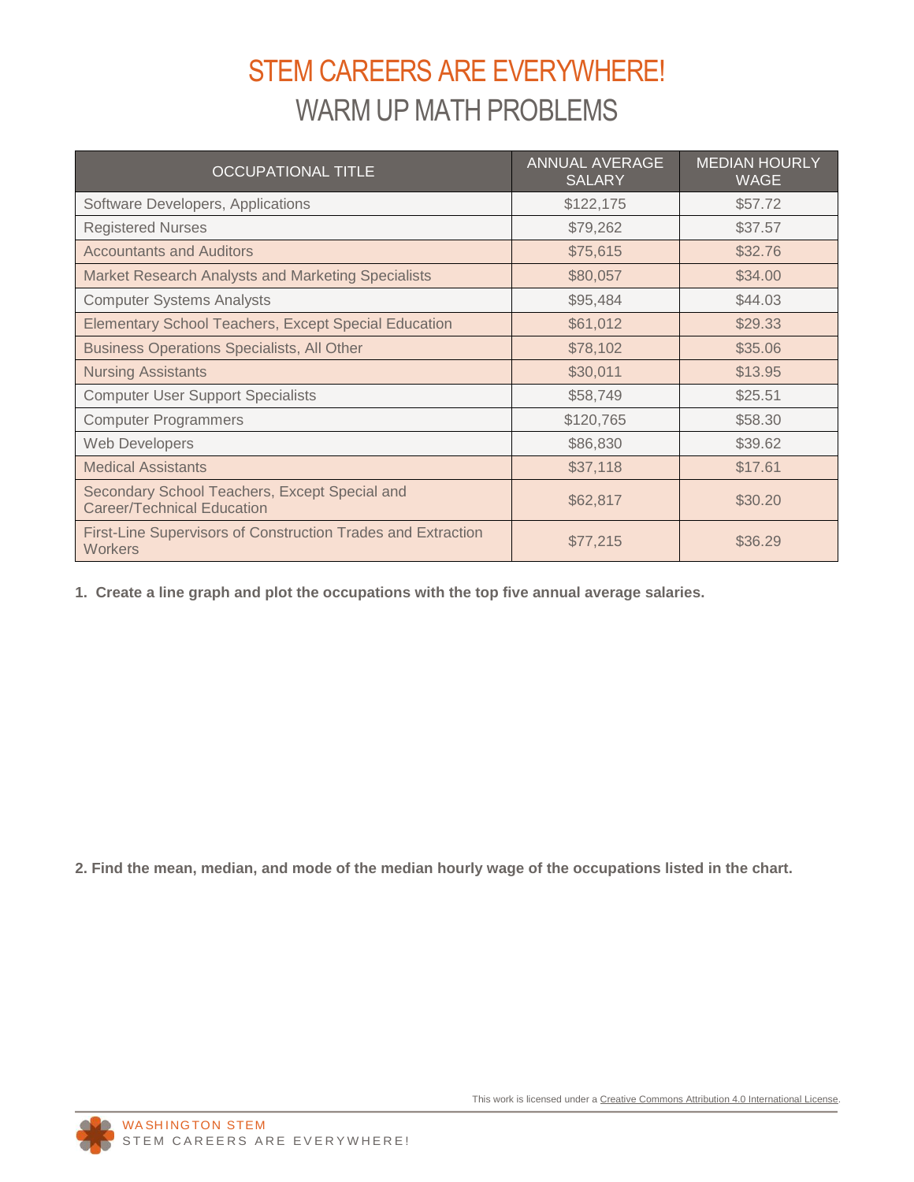# STEM CAREERS ARE EVERYWHERE!

## WARM UP MATH PROBLEMS

| OCCUPATIONAL TITLE | ANNUAL AVERAGE SALARY | MEDIAN HOURLY WAGE |
| --- | --- | --- |
| Software Developers, Applications | $122,175 | $57.72 |
| Registered Nurses | $79,262 | $37.57 |
| Accountants and Auditors | $75,615 | $32.76 |
| Market Research Analysts and Marketing Specialists | $80,057 | $34.00 |
| Computer Systems Analysts | $95,484 | $44.03 |
| Elementary School Teachers, Except Special Education | $61,012 | $29.33 |
| Business Operations Specialists, All Other | $78,102 | $35.06 |
| Nursing Assistants | $30,011 | $13.95 |
| Computer User Support Specialists | $58,749 | $25.51 |
| Computer Programmers | $120,765 | $58.30 |
| Web Developers | $86,830 | $39.62 |
| Medical Assistants | $37,118 | $17.61 |
| Secondary School Teachers, Except Special and Career/Technical Education | $62,817 | $30.20 |
| First-Line Supervisors of Construction Trades and Extraction Workers | $77,215 | $36.29 |

**1. Create a line graph and plot the occupations with the top five annual average salaries.**

**2. Find the mean, median, and mode of the median hourly wage of the occupations listed in the chart.**

This work is licensed under a Creative Commons Attribution 4.0 International License.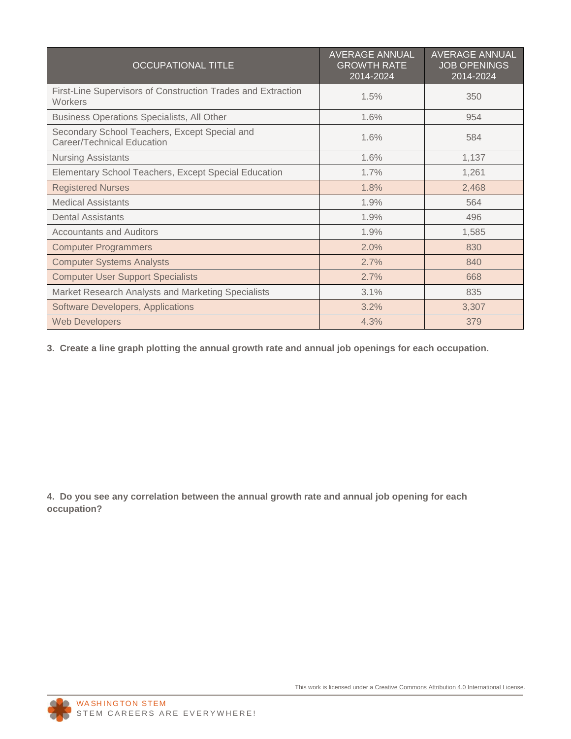| OCCUPATIONAL TITLE | AVERAGE ANNUAL GROWTH RATE 2014-2024 | AVERAGE ANNUAL JOB OPENINGS 2014-2024 |
| --- | --- | --- |
| First-Line Supervisors of Construction Trades and Extraction Workers | 1.5% | 350 |
| Business Operations Specialists, All Other | 1.6% | 954 |
| Secondary School Teachers, Except Special and Career/Technical Education | 1.6% | 584 |
| Nursing Assistants | 1.6% | 1,137 |
| Elementary School Teachers, Except Special Education | 1.7% | 1,261 |
| Registered Nurses | 1.8% | 2,468 |
| Medical Assistants | 1.9% | 564 |
| Dental Assistants | 1.9% | 496 |
| Accountants and Auditors | 1.9% | 1,585 |
| Computer Programmers | 2.0% | 830 |
| Computer Systems Analysts | 2.7% | 840 |
| Computer User Support Specialists | 2.7% | 668 |
| Market Research Analysts and Marketing Specialists | 3.1% | 835 |
| Software Developers, Applications | 3.2% | 3,307 |
| Web Developers | 4.3% | 379 |

**3. Create a line graph plotting the annual growth rate and annual job openings for each occupation.**

**4. Do you see any correlation between the annual growth rate and annual job opening for each occupation?**

This work is licensed under a Creative Commons Attribution 4.0 International License.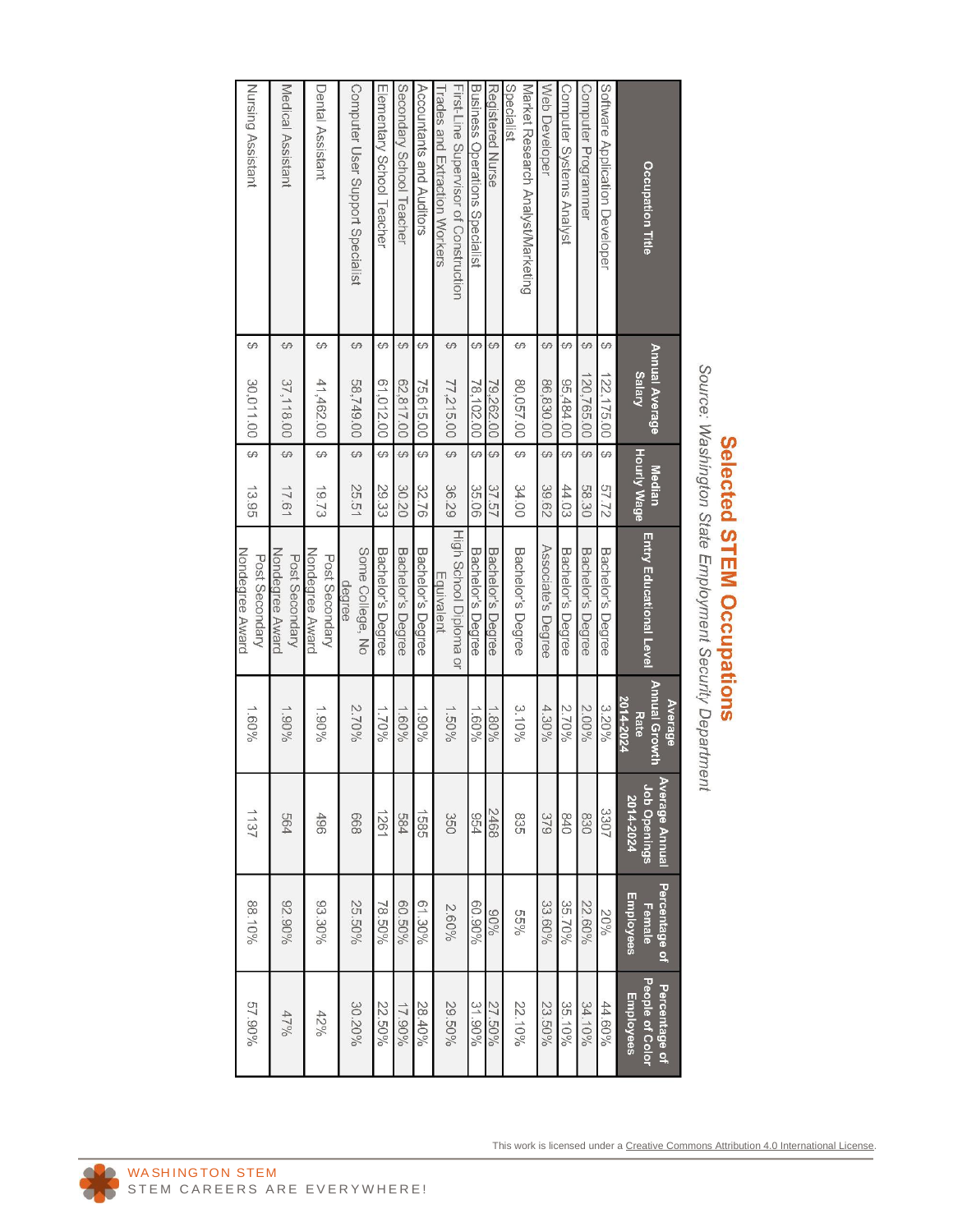# Selected STEM Occupations

*Source: Washington State Employment Security Department*

| Occupation Title | Annual Average Salary | Median Hourly Wage | Entry Educational Level | Average Annual Growth Rate 2014-2024 | Average Annual Job Openings 2014-2024 | Percentage of Female Employees | Percentage of People of Color Employees |
|---|---|---|---|---|---|---|---|
| Software Application Developer | $ 122,175.00 | $ 57.72 | Bachelor's Degree | 3.20% | 3307 | 20% | 44.60% |
| Computer Programmer | $ 120,765.00 | $ 58.30 | Bachelor's Degree | 2.00% | 830 | 22.60% | 34.10% |
| Computer Systems Analyst | $ 95,484.00 | $ 44.03 | Bachelor's Degree | 2.70% | 840 | 35.70% | 35.10% |
| Web Developer | $ 86,830.00 | $ 39.62 | Associate's Degree | 4.30% | 379 | 33.60% | 23.50% |
| Market Research Analyst/Marketing Specialist | $ 80,057.00 | $ 34.00 | Bachelor's Degree | 3.10% | 835 | 55% | 22.10% |
| Registered Nurse | $ 79,262.00 | $ 37.57 | Bachelor's Degree | 1.80% | 2468 | 90% | 27.50% |
| Business Operations Specialist | $ 78,102.00 | $ 35.06 | Bachelor's Degree | 1.60% | 954 | 60.90% | 31.90% |
| First-Line Supervisor of Construction Trades and Extraction Workers | $ 77,215.00 | $ 36.29 | High School Diploma or Equivalent | 1.50% | 350 | 2.60% | 29.50% |
| Accountants and Auditors | $ 75,615.00 | $ 32.76 | Bachelor's Degree | 1.90% | 1585 | 61.30% | 28.40% |
| Secondary School Teacher | $ 62,817.00 | $ 30.20 | Bachelor's Degree | 1.60% | 584 | 60.50% | 17.90% |
| Elementary School Teacher | $ 61,012.00 | $ 29.33 | Bachelor's Degree | 1.70% | 1261 | 78.50% | 22.50% |
| Computer User Support Specialist | $ 58,749.00 | $ 25.51 | Some College, No degree | 2.70% | 668 | 25.50% | 30.20% |
| Dental Assistant | $ 41,462.00 | $ 19.73 | Post Secondary Nondegree Award | 1.90% | 496 | 93.30% | 42% |
| Medical Assistant | $ 37,118.00 | $ 17.61 | Post Secondary Nondegree Award | 1.90% | 564 | 92.90% | 47% |
| Nursing Assistant | $ 30,011.00 | $ 13.95 | Post Secondary Nondegree Award | 1.60% | 1137 | 88.10% | 57.90% |

This work is licensed under a Creative Commons Attribution 4.0 International License.

WASHINGTON STEM
STEM CAREERS ARE EVERYWHERE!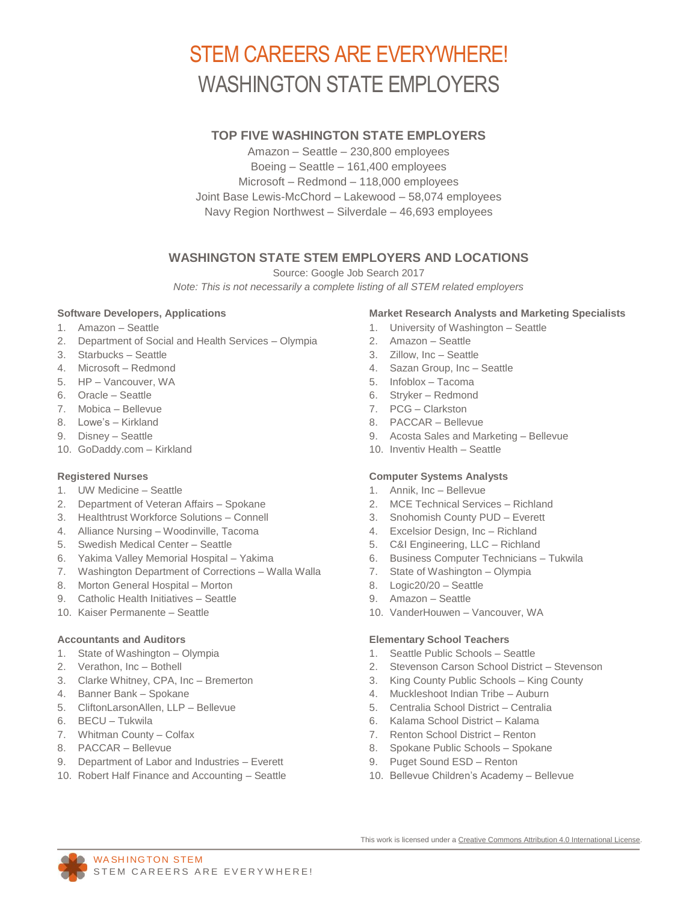# STEM CAREERS ARE EVERYWHERE!

# WASHINGTON STATE EMPLOYERS

## TOP FIVE WASHINGTON STATE EMPLOYERS

Amazon – Seattle – 230,800 employees
Boeing – Seattle – 161,400 employees
Microsoft – Redmond – 118,000 employees
Joint Base Lewis-McChord – Lakewood – 58,074 employees
Navy Region Northwest – Silverdale – 46,693 employees

## WASHINGTON STATE STEM EMPLOYERS AND LOCATIONS

Source: Google Job Search 2017

*Note: This is not necessarily a complete listing of all STEM related employers*

### Software Developers, Applications

1. Amazon – Seattle
2. Department of Social and Health Services – Olympia
3. Starbucks – Seattle
4. Microsoft – Redmond
5. HP – Vancouver, WA
6. Oracle – Seattle
7. Mobica – Bellevue
8. Lowe's – Kirkland
9. Disney – Seattle
10. GoDaddy.com – Kirkland

### Registered Nurses

1. UW Medicine – Seattle
2. Department of Veteran Affairs – Spokane
3. Healthtrust Workforce Solutions – Connell
4. Alliance Nursing – Woodinville, Tacoma
5. Swedish Medical Center – Seattle
6. Yakima Valley Memorial Hospital – Yakima
7. Washington Department of Corrections – Walla Walla
8. Morton General Hospital – Morton
9. Catholic Health Initiatives – Seattle
10. Kaiser Permanente – Seattle

### Accountants and Auditors

1. State of Washington – Olympia
2. Verathon, Inc – Bothell
3. Clarke Whitney, CPA, Inc – Bremerton
4. Banner Bank – Spokane
5. CliftonLarsonAllen, LLP – Bellevue
6. BECU – Tukwila
7. Whitman County – Colfax
8. PACCAR – Bellevue
9. Department of Labor and Industries – Everett
10. Robert Half Finance and Accounting – Seattle

### Market Research Analysts and Marketing Specialists

1. University of Washington – Seattle
2. Amazon – Seattle
3. Zillow, Inc – Seattle
4. Sazan Group, Inc – Seattle
5. Infoblox – Tacoma
6. Stryker – Redmond
7. PCG – Clarkston
8. PACCAR – Bellevue
9. Acosta Sales and Marketing – Bellevue
10. Inventiv Health – Seattle

### Computer Systems Analysts

1. Annik, Inc – Bellevue
2. MCE Technical Services – Richland
3. Snohomish County PUD – Everett
4. Excelsior Design, Inc – Richland
5. C&I Engineering, LLC – Richland
6. Business Computer Technicians – Tukwila
7. State of Washington – Olympia
8. Logic20/20 – Seattle
9. Amazon – Seattle
10. VanderHouwen – Vancouver, WA

### Elementary School Teachers

1. Seattle Public Schools – Seattle
2. Stevenson Carson School District – Stevenson
3. King County Public Schools – King County
4. Muckleshoot Indian Tribe – Auburn
5. Centralia School District – Centralia
6. Kalama School District – Kalama
7. Renton School District – Renton
8. Spokane Public Schools – Spokane
9. Puget Sound ESD – Renton
10. Bellevue Children's Academy – Bellevue

This work is licensed under a Creative Commons Attribution 4.0 International License.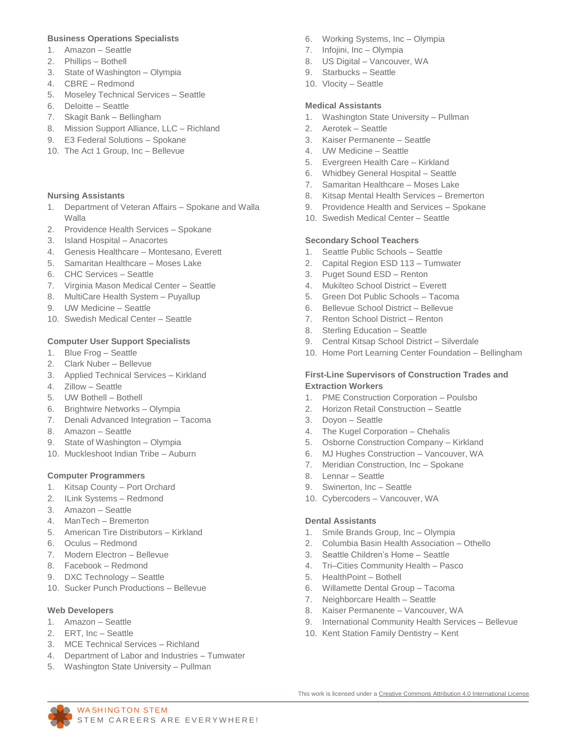**Business Operations Specialists**

1. Amazon – Seattle
2. Phillips – Bothell
3. State of Washington – Olympia
4. CBRE – Redmond
5. Moseley Technical Services – Seattle
6. Deloitte – Seattle
7. Skagit Bank – Bellingham
8. Mission Support Alliance, LLC – Richland
9. E3 Federal Solutions – Spokane
10. The Act 1 Group, Inc – Bellevue

**Nursing Assistants**

1. Department of Veteran Affairs – Spokane and Walla Walla
2. Providence Health Services – Spokane
3. Island Hospital – Anacortes
4. Genesis Healthcare – Montesano, Everett
5. Samaritan Healthcare – Moses Lake
6. CHC Services – Seattle
7. Virginia Mason Medical Center – Seattle
8. MultiCare Health System – Puyallup
9. UW Medicine – Seattle
10. Swedish Medical Center – Seattle

**Computer User Support Specialists**

1. Blue Frog – Seattle
2. Clark Nuber – Bellevue
3. Applied Technical Services – Kirkland
4. Zillow – Seattle
5. UW Bothell – Bothell
6. Brightwire Networks – Olympia
7. Denali Advanced Integration – Tacoma
8. Amazon – Seattle
9. State of Washington – Olympia
10. Muckleshoot Indian Tribe – Auburn

**Computer Programmers**

1. Kitsap County – Port Orchard
2. ILink Systems – Redmond
3. Amazon – Seattle
4. ManTech – Bremerton
5. American Tire Distributors – Kirkland
6. Oculus – Redmond
7. Modern Electron – Bellevue
8. Facebook – Redmond
9. DXC Technology – Seattle
10. Sucker Punch Productions – Bellevue

**Web Developers**

1. Amazon – Seattle
2. ERT, Inc – Seattle
3. MCE Technical Services – Richland
4. Department of Labor and Industries – Tumwater
5. Washington State University – Pullman
6. Working Systems, Inc – Olympia
7. Infojini, Inc – Olympia
8. US Digital – Vancouver, WA
9. Starbucks – Seattle
10. Vlocity – Seattle

**Medical Assistants**

1. Washington State University – Pullman
2. Aerotek – Seattle
3. Kaiser Permanente – Seattle
4. UW Medicine – Seattle
5. Evergreen Health Care – Kirkland
6. Whidbey General Hospital – Seattle
7. Samaritan Healthcare – Moses Lake
8. Kitsap Mental Health Services – Bremerton
9. Providence Health and Services – Spokane
10. Swedish Medical Center – Seattle

**Secondary School Teachers**

1. Seattle Public Schools – Seattle
2. Capital Region ESD 113 – Tumwater
3. Puget Sound ESD – Renton
4. Mukilteo School District – Everett
5. Green Dot Public Schools – Tacoma
6. Bellevue School District – Bellevue
7. Renton School District – Renton
8. Sterling Education – Seattle
9. Central Kitsap School District – Silverdale
10. Home Port Learning Center Foundation – Bellingham

**First-Line Supervisors of Construction Trades and Extraction Workers**

1. PME Construction Corporation – Poulsbo
2. Horizon Retail Construction – Seattle
3. Doyon – Seattle
4. The Kugel Corporation – Chehalis
5. Osborne Construction Company – Kirkland
6. MJ Hughes Construction – Vancouver, WA
7. Meridian Construction, Inc – Spokane
8. Lennar – Seattle
9. Swinerton, Inc – Seattle
10. Cybercoders – Vancouver, WA

**Dental Assistants**

1. Smile Brands Group, Inc – Olympia
2. Columbia Basin Health Association – Othello
3. Seattle Children's Home – Seattle
4. Tri–Cities Community Health – Pasco
5. HealthPoint – Bothell
6. Willamette Dental Group – Tacoma
7. Neighborcare Health – Seattle
8. Kaiser Permanente – Vancouver, WA
9. International Community Health Services – Bellevue
10. Kent Station Family Dentistry – Kent

This work is licensed under a Creative Commons Attribution 4.0 International License.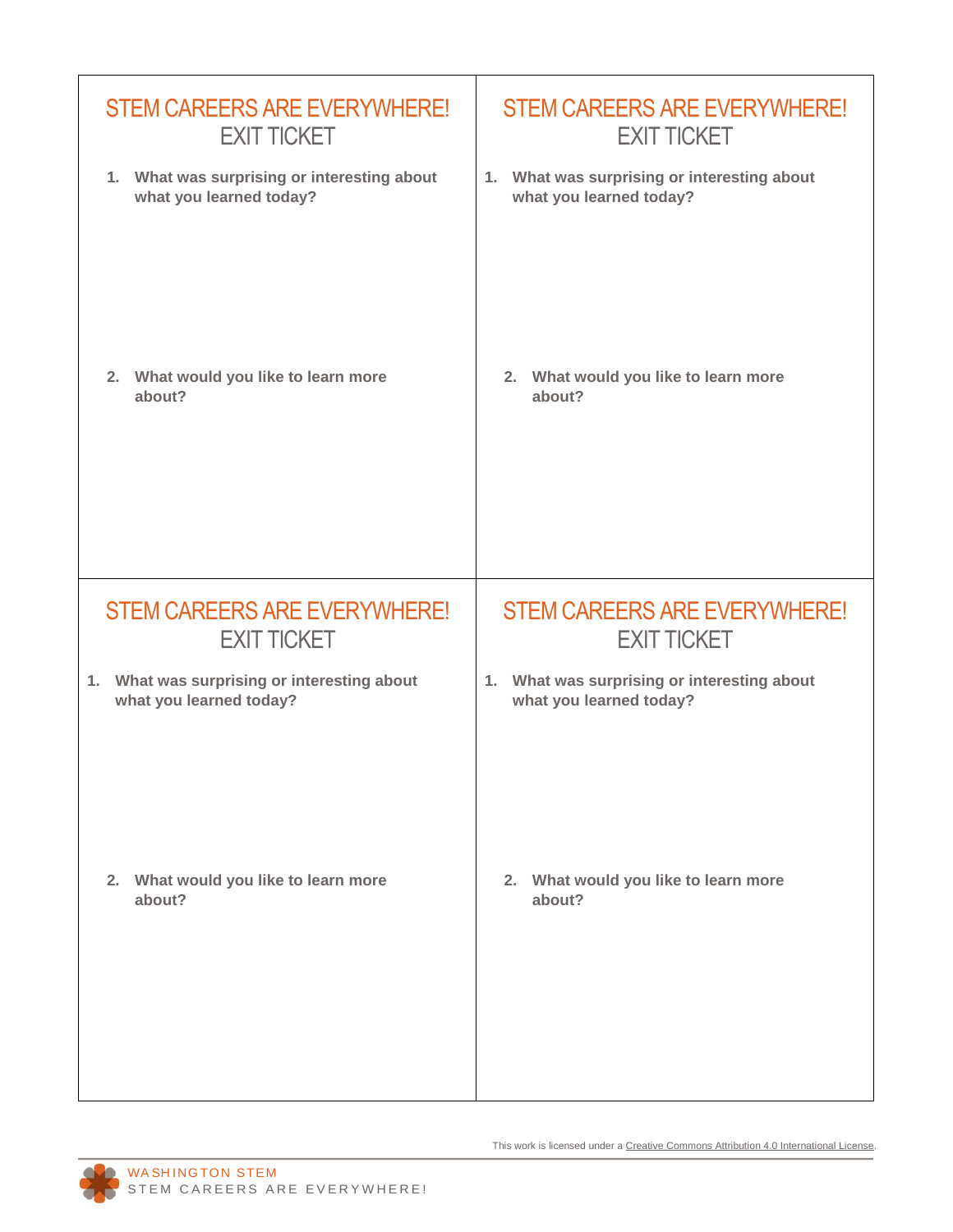## STEM CAREERS ARE EVERYWHERE!
## EXIT TICKET

1. **What was surprising or interesting about what you learned today?**

2. **What would you like to learn more about?**

## STEM CAREERS ARE EVERYWHERE!
## EXIT TICKET

1. **What was surprising or interesting about what you learned today?**

2. **What would you like to learn more about?**

## STEM CAREERS ARE EVERYWHERE!
## EXIT TICKET

1. **What was surprising or interesting about what you learned today?**

2. **What would you like to learn more about?**

## STEM CAREERS ARE EVERYWHERE!
## EXIT TICKET

1. **What was surprising or interesting about what you learned today?**

2. **What would you like to learn more about?**

This work is licensed under a Creative Commons Attribution 4.0 International License.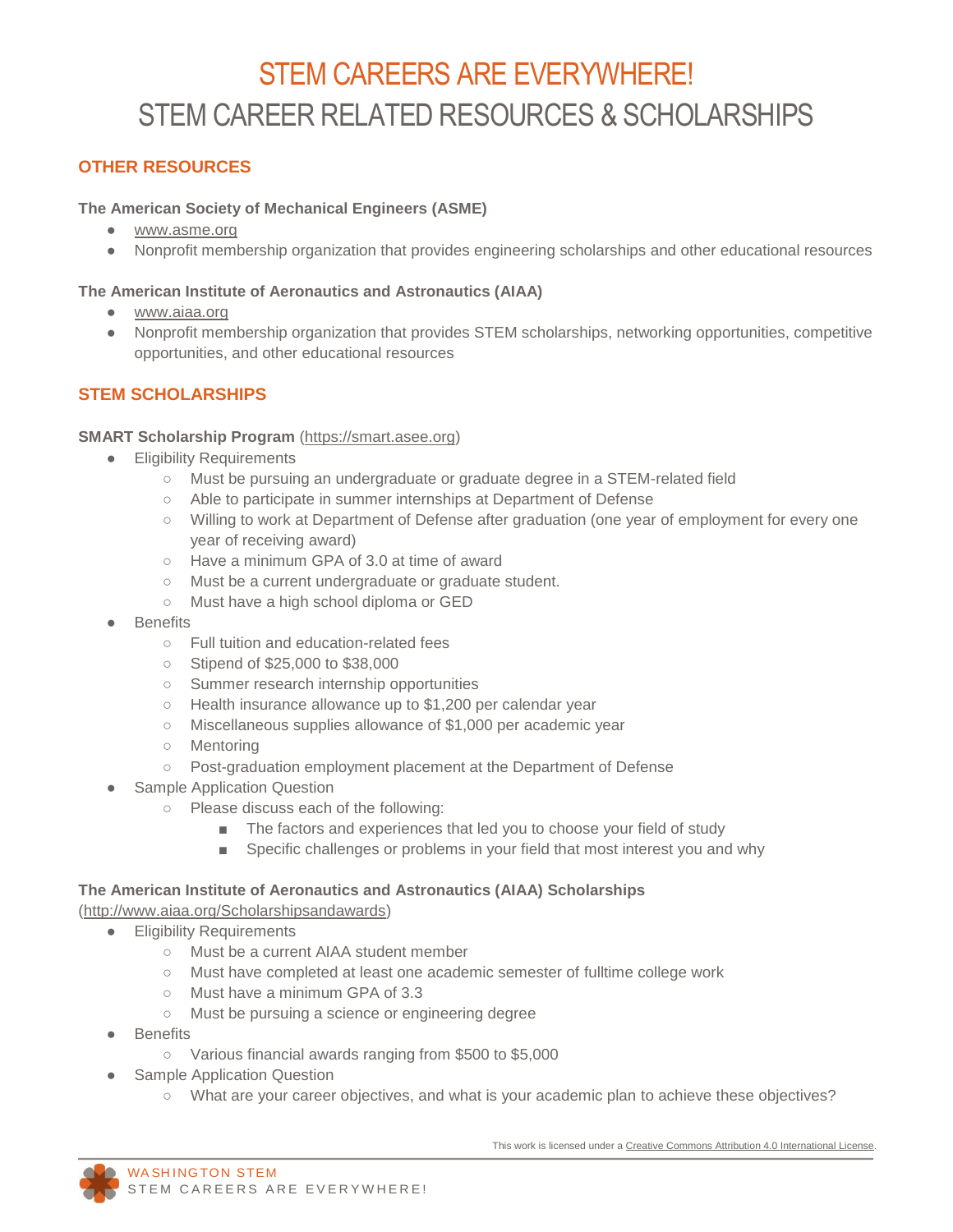# STEM CAREERS ARE EVERYWHERE!

# STEM CAREER RELATED RESOURCES & SCHOLARSHIPS

## OTHER RESOURCES

**The American Society of Mechanical Engineers (ASME)**

- www.asme.org
- Nonprofit membership organization that provides engineering scholarships and other educational resources

**The American Institute of Aeronautics and Astronautics (AIAA)**

- www.aiaa.org
- Nonprofit membership organization that provides STEM scholarships, networking opportunities, competitive opportunities, and other educational resources

## STEM SCHOLARSHIPS

**SMART Scholarship Program** (https://smart.asee.org)

- Eligibility Requirements
  - Must be pursuing an undergraduate or graduate degree in a STEM-related field
  - Able to participate in summer internships at Department of Defense
  - Willing to work at Department of Defense after graduation (one year of employment for every one year of receiving award)
  - Have a minimum GPA of 3.0 at time of award
  - Must be a current undergraduate or graduate student.
  - Must have a high school diploma or GED
- Benefits
  - Full tuition and education-related fees
  - Stipend of $25,000 to $38,000
  - Summer research internship opportunities
  - Health insurance allowance up to $1,200 per calendar year
  - Miscellaneous supplies allowance of $1,000 per academic year
  - Mentoring
  - Post-graduation employment placement at the Department of Defense
- Sample Application Question
  - Please discuss each of the following:
    - The factors and experiences that led you to choose your field of study
    - Specific challenges or problems in your field that most interest you and why

**The American Institute of Aeronautics and Astronautics (AIAA) Scholarships** (http://www.aiaa.org/Scholarshipsandawards)

- Eligibility Requirements
  - Must be a current AIAA student member
  - Must have completed at least one academic semester of fulltime college work
  - Must have a minimum GPA of 3.3
  - Must be pursuing a science or engineering degree
- Benefits
  - Various financial awards ranging from $500 to $5,000
- Sample Application Question
  - What are your career objectives, and what is your academic plan to achieve these objectives?

This work is licensed under a Creative Commons Attribution 4.0 International License.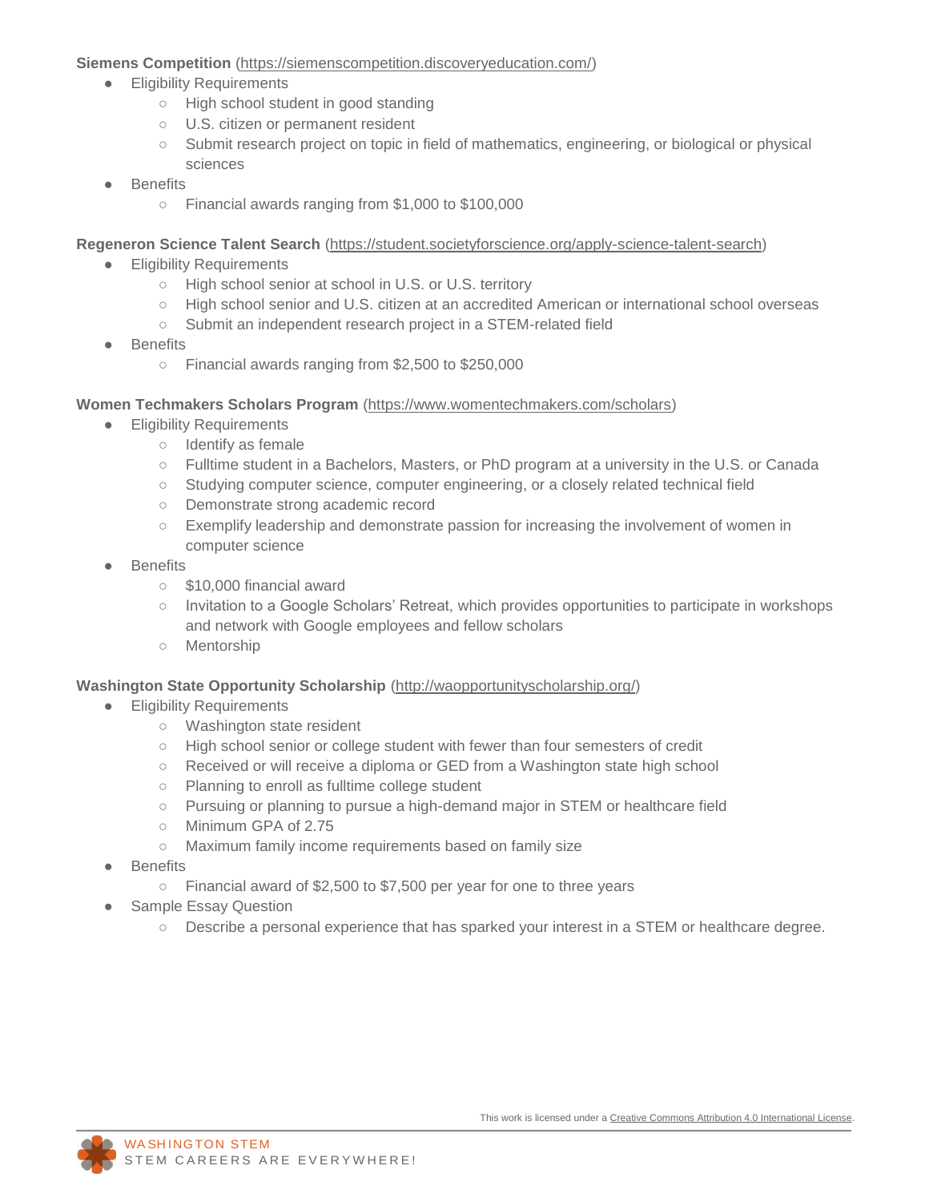**Siemens Competition** (https://siemenscompetition.discoveryeducation.com/)

- Eligibility Requirements
  - High school student in good standing
  - U.S. citizen or permanent resident
  - Submit research project on topic in field of mathematics, engineering, or biological or physical sciences
- Benefits
  - Financial awards ranging from $1,000 to $100,000

**Regeneron Science Talent Search** (https://student.societyforscience.org/apply-science-talent-search)

- Eligibility Requirements
  - High school senior at school in U.S. or U.S. territory
  - High school senior and U.S. citizen at an accredited American or international school overseas
  - Submit an independent research project in a STEM-related field
- Benefits
  - Financial awards ranging from $2,500 to $250,000

**Women Techmakers Scholars Program** (https://www.womentechmakers.com/scholars)

- Eligibility Requirements
  - Identify as female
  - Fulltime student in a Bachelors, Masters, or PhD program at a university in the U.S. or Canada
  - Studying computer science, computer engineering, or a closely related technical field
  - Demonstrate strong academic record
  - Exemplify leadership and demonstrate passion for increasing the involvement of women in computer science
- Benefits
  - $10,000 financial award
  - Invitation to a Google Scholars' Retreat, which provides opportunities to participate in workshops and network with Google employees and fellow scholars
  - Mentorship

**Washington State Opportunity Scholarship** (http://waopportunityscholarship.org/)

- Eligibility Requirements
  - Washington state resident
  - High school senior or college student with fewer than four semesters of credit
  - Received or will receive a diploma or GED from a Washington state high school
  - Planning to enroll as fulltime college student
  - Pursuing or planning to pursue a high-demand major in STEM or healthcare field
  - Minimum GPA of 2.75
  - Maximum family income requirements based on family size
- Benefits
  - Financial award of $2,500 to $7,500 per year for one to three years
- Sample Essay Question
  - Describe a personal experience that has sparked your interest in a STEM or healthcare degree.

This work is licensed under a Creative Commons Attribution 4.0 International License.